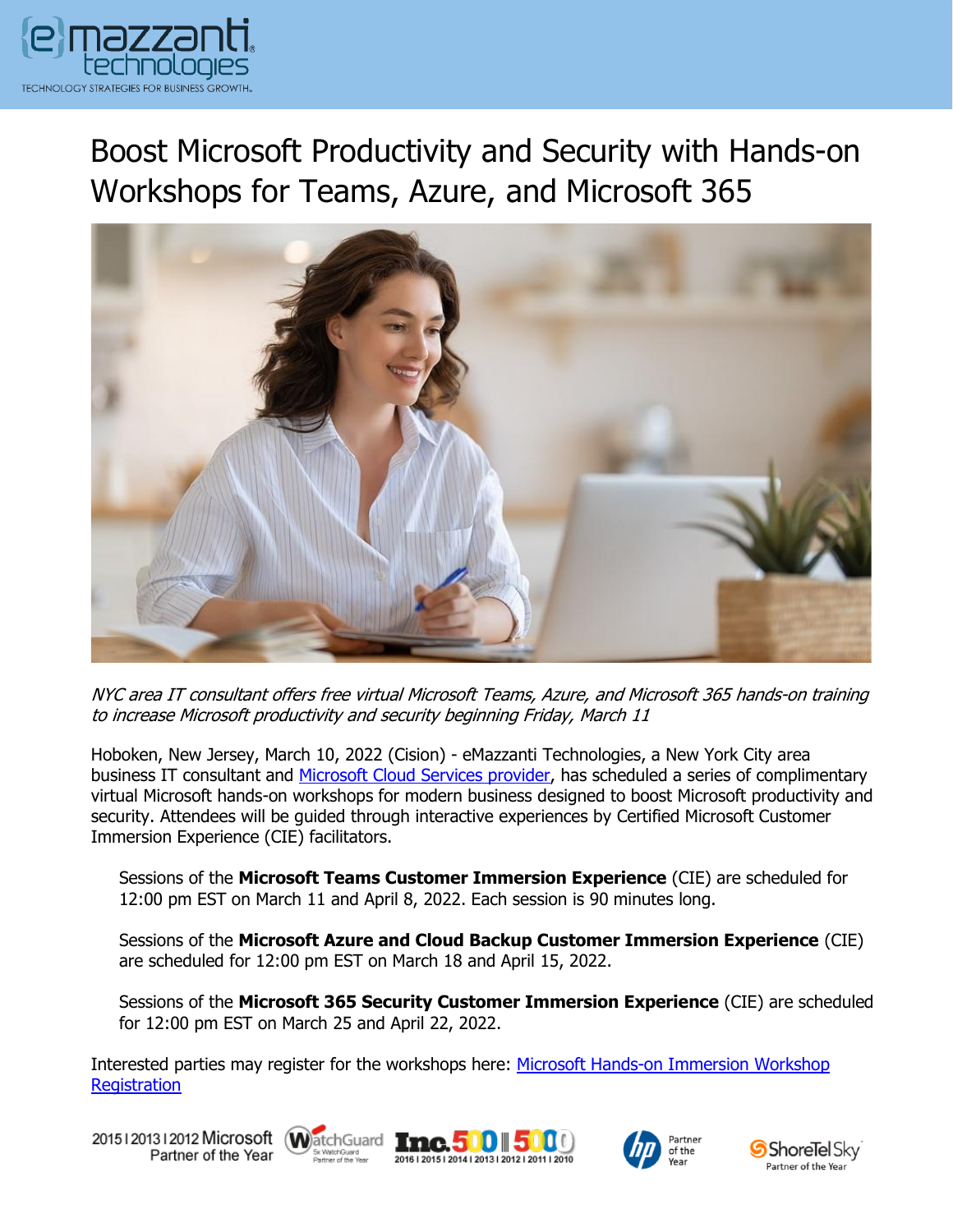# Boost Microsoft Productivity and Security with Hands-on Workshops for Teams, Azure, and Microsoft 365

*NYC area IT consultant offers free virtual Microsoft Teams, Azure, and Microsoft 365 hands-on training to increase Microsoft productivity and security beginning Friday, March 11*

Hoboken, New Jersey, March 10, 2022 (Cision) - eMazzanti Technologies, a New York City area business IT consultant and [Microsoft Cloud Services provider](), has scheduled a series of complimentary virtual Microsoft hands-on workshops for modern business designed to boost Microsoft productivity and security. Attendees will be guided through interactive experiences by Certified Microsoft Customer Immersion Experience (CIE) facilitators.

> Sessions of the **Microsoft Teams Customer Immersion Experience** (CIE) are scheduled for 12:00 pm EST on March 11 and April 8, 2022. Each session is 90 minutes long.
>
> Sessions of the **Microsoft Azure and Cloud Backup Customer Immersion Experience** (CIE) are scheduled for 12:00 pm EST on March 18 and April 15, 2022.
>
> Sessions of the **Microsoft 365 Security Customer Immersion Experience** (CIE) are scheduled for 12:00 pm EST on March 25 and April 22, 2022.

Interested parties may register for the workshops here: [Microsoft Hands-on Immersion Workshop Registration]()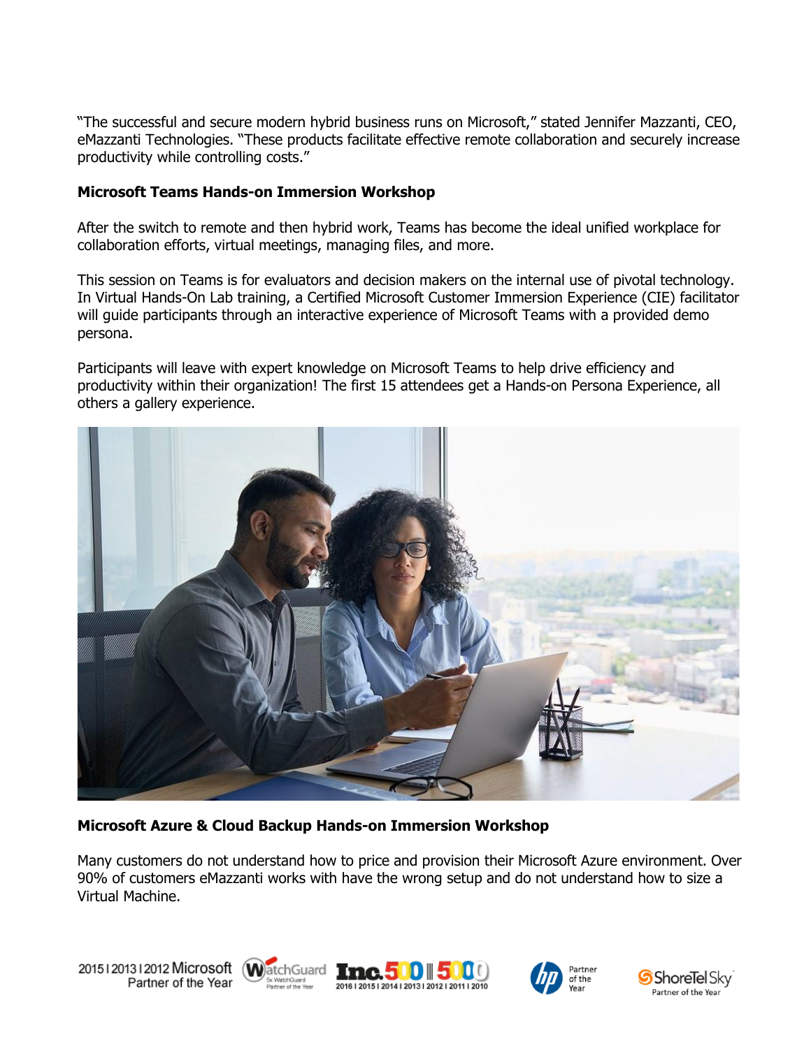"The successful and secure modern hybrid business runs on Microsoft," stated Jennifer Mazzanti, CEO, eMazzanti Technologies. "These products facilitate effective remote collaboration and securely increase productivity while controlling costs."

**Microsoft Teams Hands-on Immersion Workshop**

After the switch to remote and then hybrid work, Teams has become the ideal unified workplace for collaboration efforts, virtual meetings, managing files, and more.

This session on Teams is for evaluators and decision makers on the internal use of pivotal technology. In Virtual Hands-On Lab training, a Certified Microsoft Customer Immersion Experience (CIE) facilitator will guide participants through an interactive experience of Microsoft Teams with a provided demo persona.

Participants will leave with expert knowledge on Microsoft Teams to help drive efficiency and productivity within their organization! The first 15 attendees get a Hands-on Persona Experience, all others a gallery experience.

**Microsoft Azure & Cloud Backup Hands-on Immersion Workshop**

Many customers do not understand how to price and provision their Microsoft Azure environment. Over 90% of customers eMazzanti works with have the wrong setup and do not understand how to size a Virtual Machine.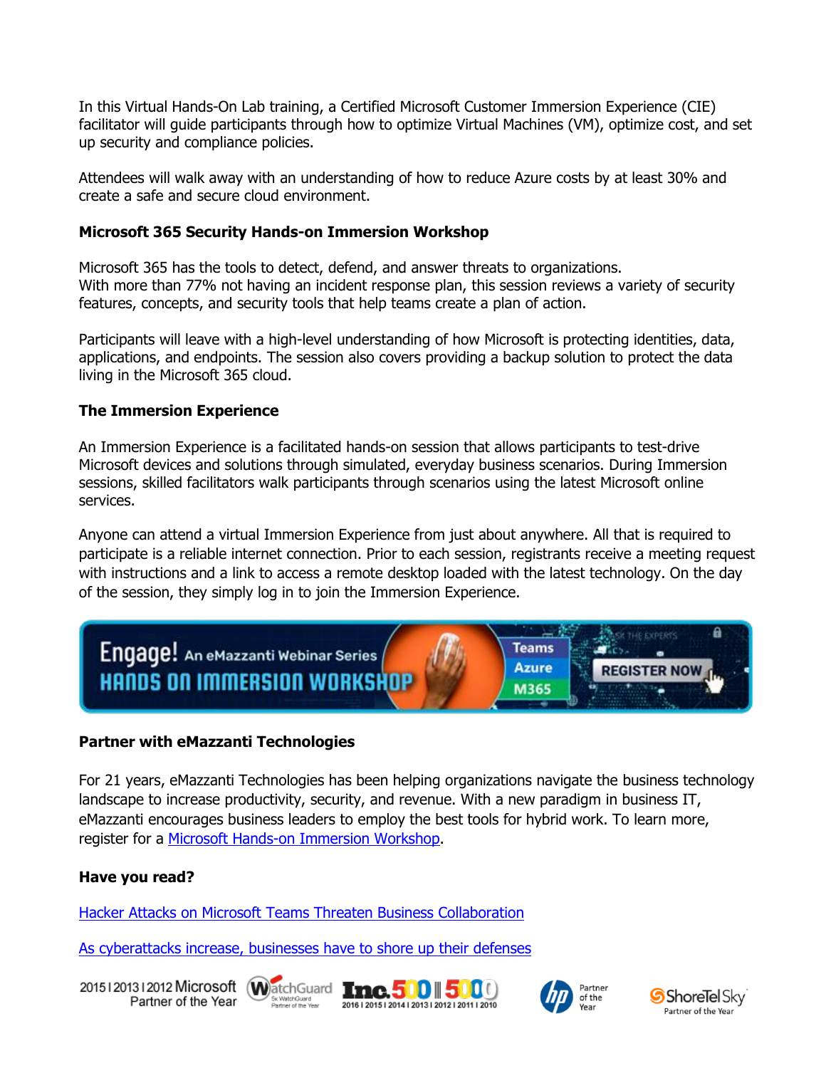In this Virtual Hands-On Lab training, a Certified Microsoft Customer Immersion Experience (CIE) facilitator will guide participants through how to optimize Virtual Machines (VM), optimize cost, and set up security and compliance policies.

Attendees will walk away with an understanding of how to reduce Azure costs by at least 30% and create a safe and secure cloud environment.

**Microsoft 365 Security Hands-on Immersion Workshop**

Microsoft 365 has the tools to detect, defend, and answer threats to organizations.
With more than 77% not having an incident response plan, this session reviews a variety of security features, concepts, and security tools that help teams create a plan of action.

Participants will leave with a high-level understanding of how Microsoft is protecting identities, data, applications, and endpoints. The session also covers providing a backup solution to protect the data living in the Microsoft 365 cloud.

**The Immersion Experience**

An Immersion Experience is a facilitated hands-on session that allows participants to test-drive Microsoft devices and solutions through simulated, everyday business scenarios. During Immersion sessions, skilled facilitators walk participants through scenarios using the latest Microsoft online services.

Anyone can attend a virtual Immersion Experience from just about anywhere. All that is required to participate is a reliable internet connection. Prior to each session, registrants receive a meeting request with instructions and a link to access a remote desktop loaded with the latest technology. On the day of the session, they simply log in to join the Immersion Experience.

Engage! An eMazzanti Webinar Series HANDS ON IMMERSION WORKSHOP Teams Azure M365 REGISTER NOW

**Partner with eMazzanti Technologies**

For 21 years, eMazzanti Technologies has been helping organizations navigate the business technology landscape to increase productivity, security, and revenue. With a new paradigm in business IT, eMazzanti encourages business leaders to employ the best tools for hybrid work. To learn more, register for a [Microsoft Hands-on Immersion Workshop](#).

**Have you read?**

[Hacker Attacks on Microsoft Teams Threaten Business Collaboration](#)

[As cyberattacks increase, businesses have to shore up their defenses](#)

2015 | 2013 | 2012 Microsoft Partner of the Year | WatchGuard 5x WatchGuard Partner of the Year | Inc. 500 | 5000 2016 | 2015 | 2014 | 2013 | 2012 | 2011 | 2010 | hp Partner of the Year | ShoreTel Sky Partner of the Year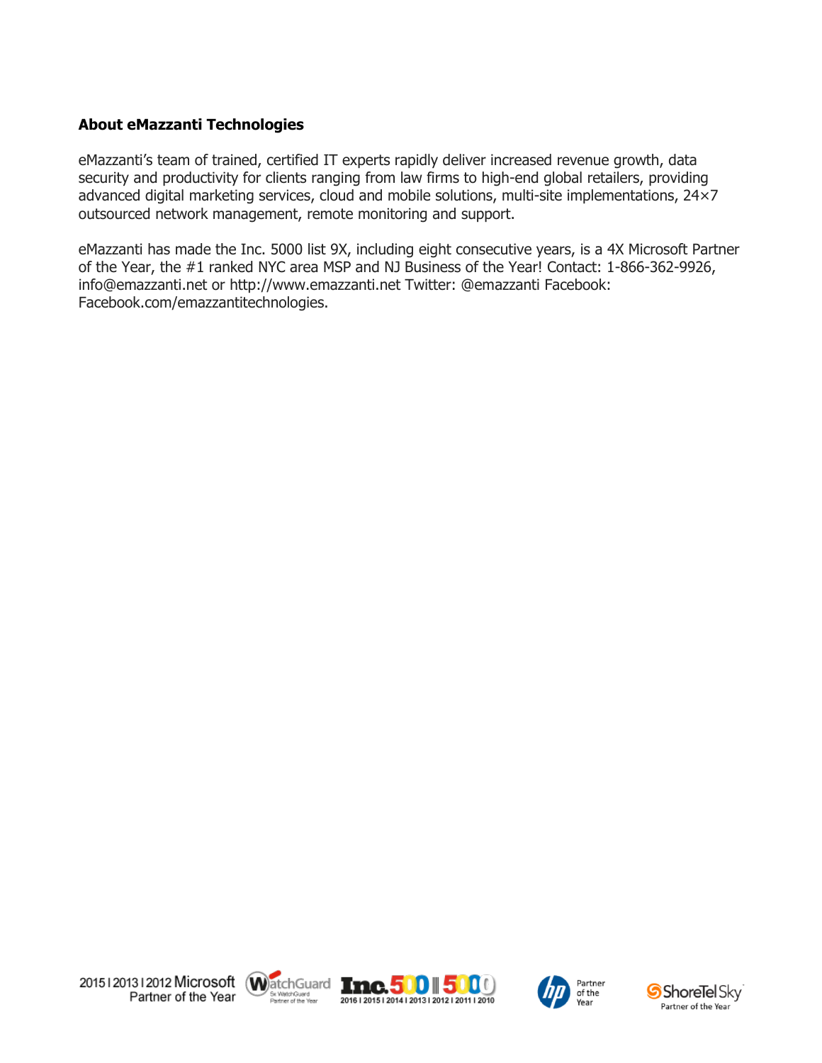**About eMazzanti Technologies**

eMazzanti's team of trained, certified IT experts rapidly deliver increased revenue growth, data security and productivity for clients ranging from law firms to high-end global retailers, providing advanced digital marketing services, cloud and mobile solutions, multi-site implementations, 24×7 outsourced network management, remote monitoring and support.

eMazzanti has made the Inc. 5000 list 9X, including eight consecutive years, is a 4X Microsoft Partner of the Year, the #1 ranked NYC area MSP and NJ Business of the Year! Contact: 1-866-362-9926, info@emazzanti.net or http://www.emazzanti.net Twitter: @emazzanti Facebook: Facebook.com/emazzantitechnologies.

2015 I 2013 I 2012 Microsoft Partner of the Year

WatchGuard 5x WatchGuard Partner of the Year

Inc. 500 | 5000 2016 I 2015 I 2014 I 2013 I 2012 I 2011 I 2010

hp Partner of the Year

ShoreTel Sky Partner of the Year